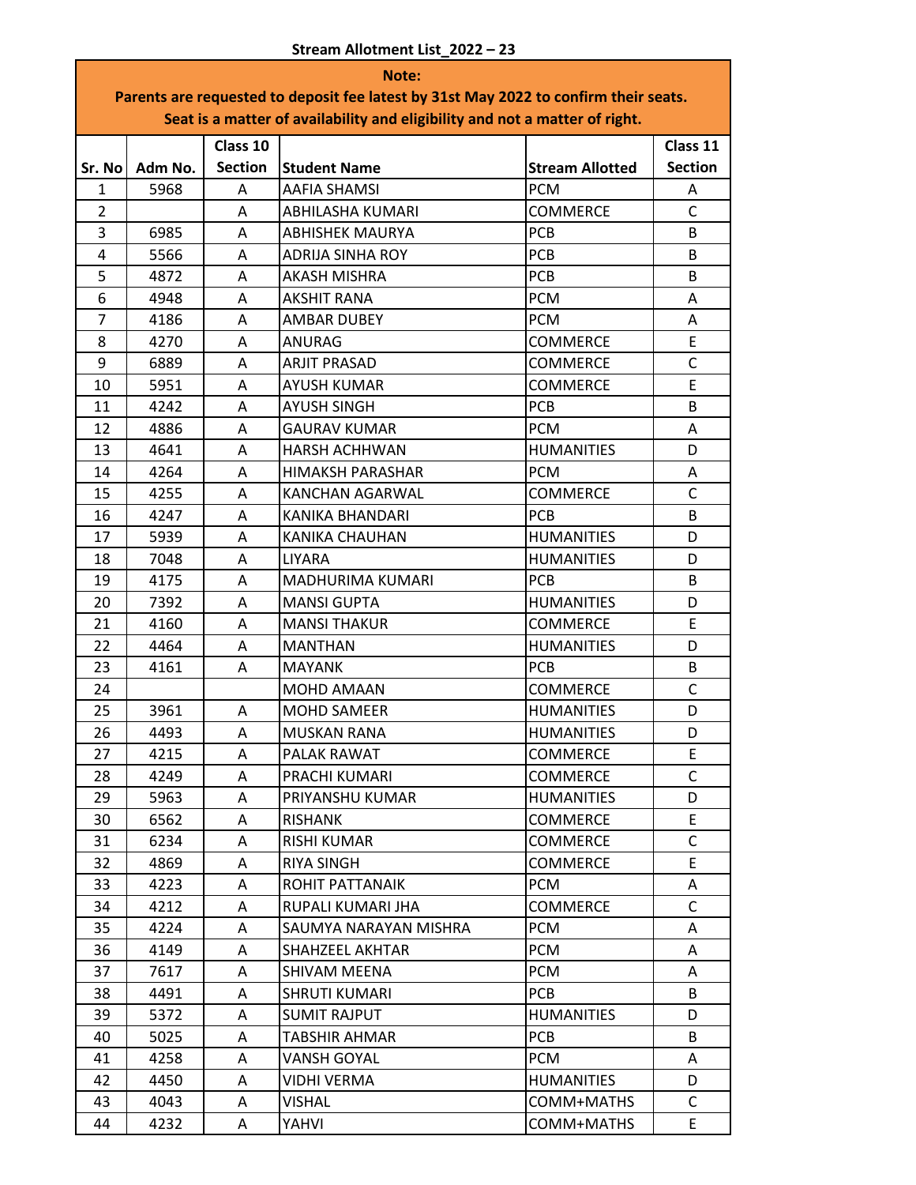**Stream Allotment List_2022 – 23**

**Note:**
**Parents are requested to deposit fee latest by 31st May 2022 to confirm their seats.**
**Seat is a matter of availability and eligibility and not a matter of right.**

| Sr. No | Adm No. | Class 10 Section | Student Name | Stream Allotted | Class 11 Section |
|---|---|---|---|---|---|
| 1 | 5968 | A | AAFIA SHAMSI | PCM | A |
| 2 | | A | ABHILASHA KUMARI | COMMERCE | C |
| 3 | 6985 | A | ABHISHEK MAURYA | PCB | B |
| 4 | 5566 | A | ADRIJA SINHA ROY | PCB | B |
| 5 | 4872 | A | AKASH MISHRA | PCB | B |
| 6 | 4948 | A | AKSHIT RANA | PCM | A |
| 7 | 4186 | A | AMBAR DUBEY | PCM | A |
| 8 | 4270 | A | ANURAG | COMMERCE | E |
| 9 | 6889 | A | ARJIT PRASAD | COMMERCE | C |
| 10 | 5951 | A | AYUSH KUMAR | COMMERCE | E |
| 11 | 4242 | A | AYUSH SINGH | PCB | B |
| 12 | 4886 | A | GAURAV KUMAR | PCM | A |
| 13 | 4641 | A | HARSH ACHHWAN | HUMANITIES | D |
| 14 | 4264 | A | HIMAKSH PARASHAR | PCM | A |
| 15 | 4255 | A | KANCHAN AGARWAL | COMMERCE | C |
| 16 | 4247 | A | KANIKA BHANDARI | PCB | B |
| 17 | 5939 | A | KANIKA CHAUHAN | HUMANITIES | D |
| 18 | 7048 | A | LIYARA | HUMANITIES | D |
| 19 | 4175 | A | MADHURIMA KUMARI | PCB | B |
| 20 | 7392 | A | MANSI GUPTA | HUMANITIES | D |
| 21 | 4160 | A | MANSI THAKUR | COMMERCE | E |
| 22 | 4464 | A | MANTHAN | HUMANITIES | D |
| 23 | 4161 | A | MAYANK | PCB | B |
| 24 | | | MOHD AMAAN | COMMERCE | C |
| 25 | 3961 | A | MOHD SAMEER | HUMANITIES | D |
| 26 | 4493 | A | MUSKAN RANA | HUMANITIES | D |
| 27 | 4215 | A | PALAK RAWAT | COMMERCE | E |
| 28 | 4249 | A | PRACHI KUMARI | COMMERCE | C |
| 29 | 5963 | A | PRIYANSHU KUMAR | HUMANITIES | D |
| 30 | 6562 | A | RISHANK | COMMERCE | E |
| 31 | 6234 | A | RISHI KUMAR | COMMERCE | C |
| 32 | 4869 | A | RIYA SINGH | COMMERCE | E |
| 33 | 4223 | A | ROHIT PATTANAIK | PCM | A |
| 34 | 4212 | A | RUPALI KUMARI JHA | COMMERCE | C |
| 35 | 4224 | A | SAUMYA NARAYAN MISHRA | PCM | A |
| 36 | 4149 | A | SHAHZEEL AKHTAR | PCM | A |
| 37 | 7617 | A | SHIVAM MEENA | PCM | A |
| 38 | 4491 | A | SHRUTI KUMARI | PCB | B |
| 39 | 5372 | A | SUMIT RAJPUT | HUMANITIES | D |
| 40 | 5025 | A | TABSHIR AHMAR | PCB | B |
| 41 | 4258 | A | VANSH GOYAL | PCM | A |
| 42 | 4450 | A | VIDHI VERMA | HUMANITIES | D |
| 43 | 4043 | A | VISHAL | COMM+MATHS | C |
| 44 | 4232 | A | YAHVI | COMM+MATHS | E |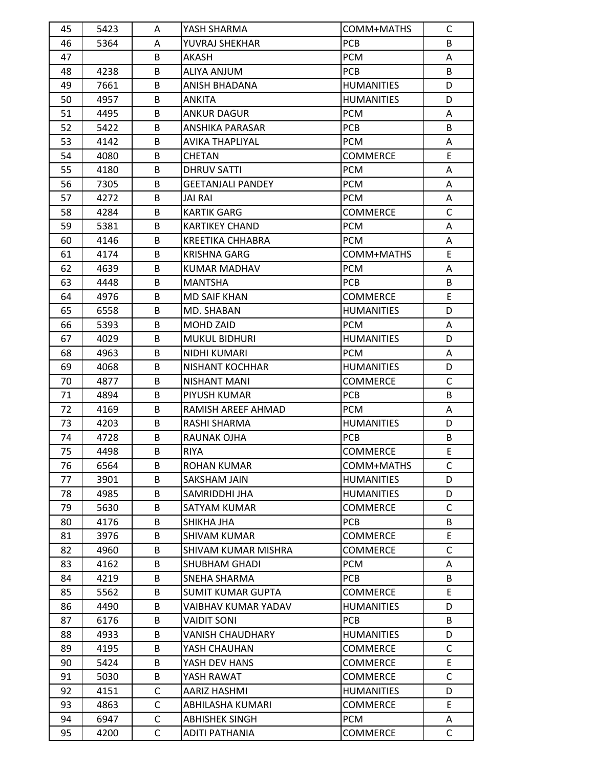| 45 | 5423 | A | YASH SHARMA | COMM+MATHS | C |
|---|---|---|---|---|---|
| 46 | 5364 | A | YUVRAJ SHEKHAR | PCB | B |
| 47 | | B | AKASH | PCM | A |
| 48 | 4238 | B | ALIYA ANJUM | PCB | B |
| 49 | 7661 | B | ANISH BHADANA | HUMANITIES | D |
| 50 | 4957 | B | ANKITA | HUMANITIES | D |
| 51 | 4495 | B | ANKUR DAGUR | PCM | A |
| 52 | 5422 | B | ANSHIKA PARASAR | PCB | B |
| 53 | 4142 | B | AVIKA THAPLIYAL | PCM | A |
| 54 | 4080 | B | CHETAN | COMMERCE | E |
| 55 | 4180 | B | DHRUV SATTI | PCM | A |
| 56 | 7305 | B | GEETANJALI PANDEY | PCM | A |
| 57 | 4272 | B | JAI RAI | PCM | A |
| 58 | 4284 | B | KARTIK GARG | COMMERCE | C |
| 59 | 5381 | B | KARTIKEY CHAND | PCM | A |
| 60 | 4146 | B | KREETIKA CHHABRA | PCM | A |
| 61 | 4174 | B | KRISHNA GARG | COMM+MATHS | E |
| 62 | 4639 | B | KUMAR MADHAV | PCM | A |
| 63 | 4448 | B | MANTSHA | PCB | B |
| 64 | 4976 | B | MD SAIF KHAN | COMMERCE | E |
| 65 | 6558 | B | MD. SHABAN | HUMANITIES | D |
| 66 | 5393 | B | MOHD ZAID | PCM | A |
| 67 | 4029 | B | MUKUL BIDHURI | HUMANITIES | D |
| 68 | 4963 | B | NIDHI KUMARI | PCM | A |
| 69 | 4068 | B | NISHANT KOCHHAR | HUMANITIES | D |
| 70 | 4877 | B | NISHANT MANI | COMMERCE | C |
| 71 | 4894 | B | PIYUSH KUMAR | PCB | B |
| 72 | 4169 | B | RAMISH AREEF AHMAD | PCM | A |
| 73 | 4203 | B | RASHI SHARMA | HUMANITIES | D |
| 74 | 4728 | B | RAUNAK OJHA | PCB | B |
| 75 | 4498 | B | RIYA | COMMERCE | E |
| 76 | 6564 | B | ROHAN KUMAR | COMM+MATHS | C |
| 77 | 3901 | B | SAKSHAM JAIN | HUMANITIES | D |
| 78 | 4985 | B | SAMRIDDHI JHA | HUMANITIES | D |
| 79 | 5630 | B | SATYAM KUMAR | COMMERCE | C |
| 80 | 4176 | B | SHIKHA JHA | PCB | B |
| 81 | 3976 | B | SHIVAM KUMAR | COMMERCE | E |
| 82 | 4960 | B | SHIVAM KUMAR MISHRA | COMMERCE | C |
| 83 | 4162 | B | SHUBHAM GHADI | PCM | A |
| 84 | 4219 | B | SNEHA SHARMA | PCB | B |
| 85 | 5562 | B | SUMIT KUMAR GUPTA | COMMERCE | E |
| 86 | 4490 | B | VAIBHAV KUMAR YADAV | HUMANITIES | D |
| 87 | 6176 | B | VAIDIT SONI | PCB | B |
| 88 | 4933 | B | VANISH CHAUDHARY | HUMANITIES | D |
| 89 | 4195 | B | YASH CHAUHAN | COMMERCE | C |
| 90 | 5424 | B | YASH DEV HANS | COMMERCE | E |
| 91 | 5030 | B | YASH RAWAT | COMMERCE | C |
| 92 | 4151 | C | AARIZ HASHMI | HUMANITIES | D |
| 93 | 4863 | C | ABHILASHA KUMARI | COMMERCE | E |
| 94 | 6947 | C | ABHISHEK SINGH | PCM | A |
| 95 | 4200 | C | ADITI PATHANIA | COMMERCE | C |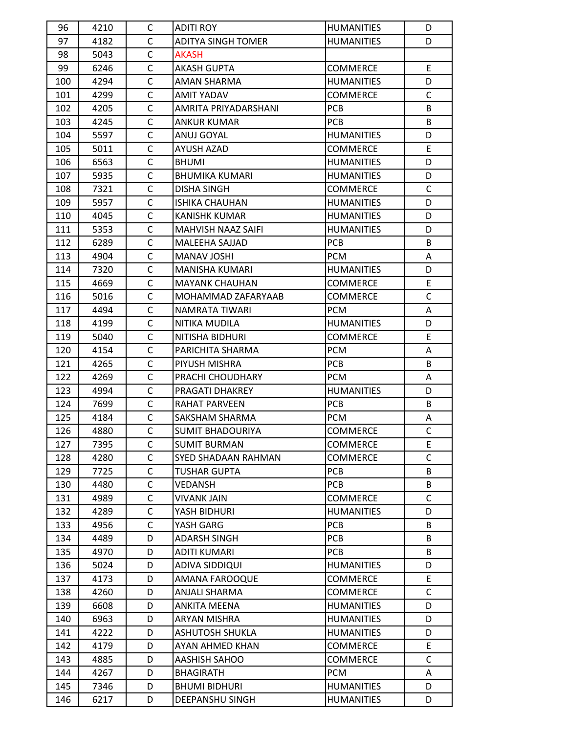| 96 | 4210 | C | ADITI ROY | HUMANITIES | D |
|---|---|---|---|---|---|
| 97 | 4182 | C | ADITYA SINGH TOMER | HUMANITIES | D |
| 98 | 5043 | C | AKASH | | |
| 99 | 6246 | C | AKASH GUPTA | COMMERCE | E |
| 100 | 4294 | C | AMAN SHARMA | HUMANITIES | D |
| 101 | 4299 | C | AMIT YADAV | COMMERCE | C |
| 102 | 4205 | C | AMRITA PRIYADARSHANI | PCB | B |
| 103 | 4245 | C | ANKUR KUMAR | PCB | B |
| 104 | 5597 | C | ANUJ GOYAL | HUMANITIES | D |
| 105 | 5011 | C | AYUSH AZAD | COMMERCE | E |
| 106 | 6563 | C | BHUMI | HUMANITIES | D |
| 107 | 5935 | C | BHUMIKA KUMARI | HUMANITIES | D |
| 108 | 7321 | C | DISHA SINGH | COMMERCE | C |
| 109 | 5957 | C | ISHIKA CHAUHAN | HUMANITIES | D |
| 110 | 4045 | C | KANISHK KUMAR | HUMANITIES | D |
| 111 | 5353 | C | MAHVISH NAAZ SAIFI | HUMANITIES | D |
| 112 | 6289 | C | MALEEHA SAJJAD | PCB | B |
| 113 | 4904 | C | MANAV JOSHI | PCM | A |
| 114 | 7320 | C | MANISHA KUMARI | HUMANITIES | D |
| 115 | 4669 | C | MAYANK CHAUHAN | COMMERCE | E |
| 116 | 5016 | C | MOHAMMAD ZAFARYAAB | COMMERCE | C |
| 117 | 4494 | C | NAMRATA TIWARI | PCM | A |
| 118 | 4199 | C | NITIKA MUDILA | HUMANITIES | D |
| 119 | 5040 | C | NITISHA BIDHURI | COMMERCE | E |
| 120 | 4154 | C | PARICHITA SHARMA | PCM | A |
| 121 | 4265 | C | PIYUSH MISHRA | PCB | B |
| 122 | 4269 | C | PRACHI CHOUDHARY | PCM | A |
| 123 | 4994 | C | PRAGATI DHAKREY | HUMANITIES | D |
| 124 | 7699 | C | RAHAT PARVEEN | PCB | B |
| 125 | 4184 | C | SAKSHAM SHARMA | PCM | A |
| 126 | 4880 | C | SUMIT BHADOURIYA | COMMERCE | C |
| 127 | 7395 | C | SUMIT BURMAN | COMMERCE | E |
| 128 | 4280 | C | SYED SHADAAN RAHMAN | COMMERCE | C |
| 129 | 7725 | C | TUSHAR GUPTA | PCB | B |
| 130 | 4480 | C | VEDANSH | PCB | B |
| 131 | 4989 | C | VIVANK JAIN | COMMERCE | C |
| 132 | 4289 | C | YASH BIDHURI | HUMANITIES | D |
| 133 | 4956 | C | YASH GARG | PCB | B |
| 134 | 4489 | D | ADARSH SINGH | PCB | B |
| 135 | 4970 | D | ADITI KUMARI | PCB | B |
| 136 | 5024 | D | ADIVA SIDDIQUI | HUMANITIES | D |
| 137 | 4173 | D | AMANA FAROOQUE | COMMERCE | E |
| 138 | 4260 | D | ANJALI SHARMA | COMMERCE | C |
| 139 | 6608 | D | ANKITA MEENA | HUMANITIES | D |
| 140 | 6963 | D | ARYAN MISHRA | HUMANITIES | D |
| 141 | 4222 | D | ASHUTOSH SHUKLA | HUMANITIES | D |
| 142 | 4179 | D | AYAN AHMED KHAN | COMMERCE | E |
| 143 | 4885 | D | AASHISH SAHOO | COMMERCE | C |
| 144 | 4267 | D | BHAGIRATH | PCM | A |
| 145 | 7346 | D | BHUMI BIDHURI | HUMANITIES | D |
| 146 | 6217 | D | DEEPANSHU SINGH | HUMANITIES | D |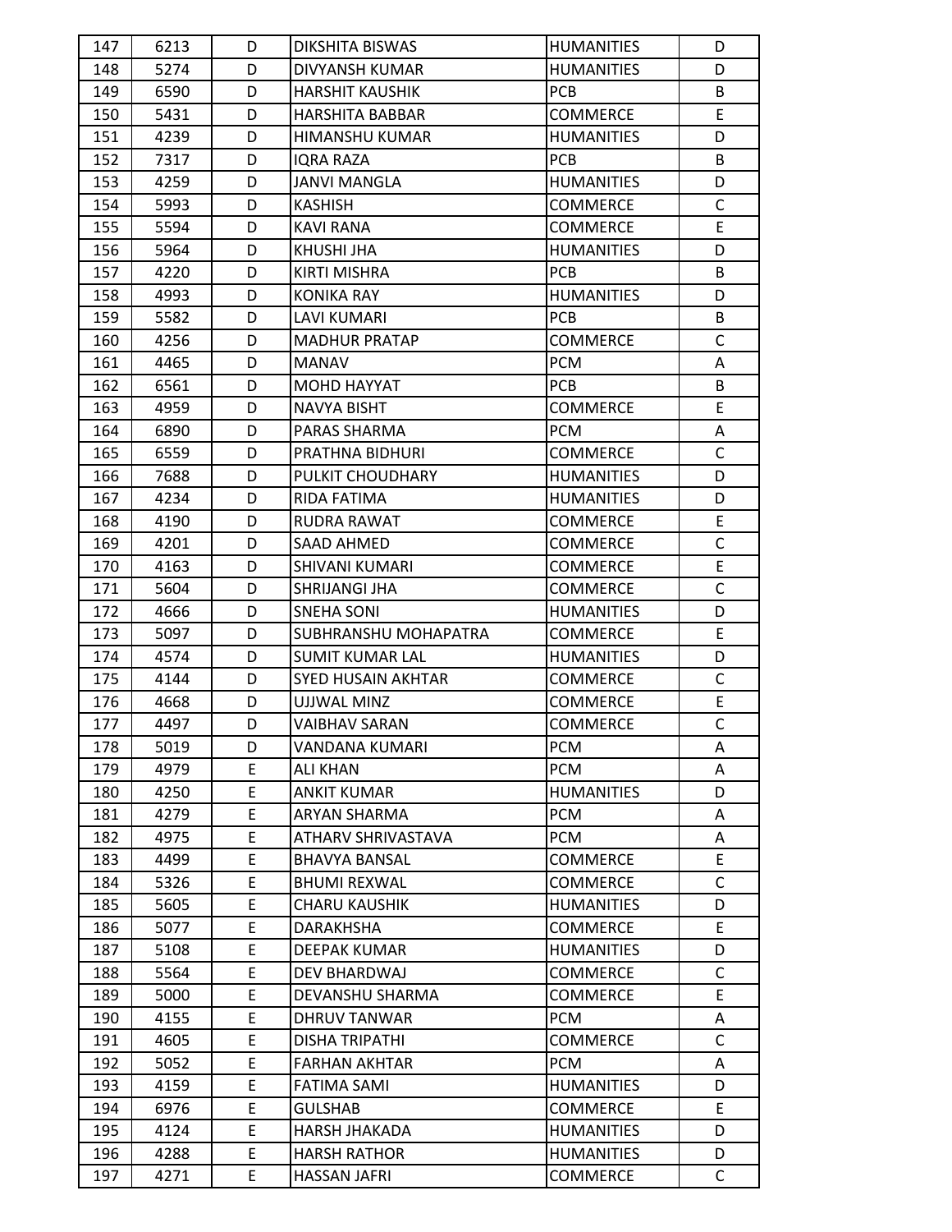| 147 | 6213 | D | DIKSHITA BISWAS | HUMANITIES | D |
|---|---|---|---|---|---|
| 148 | 5274 | D | DIVYANSH KUMAR | HUMANITIES | D |
| 149 | 6590 | D | HARSHIT KAUSHIK | PCB | B |
| 150 | 5431 | D | HARSHITA BABBAR | COMMERCE | E |
| 151 | 4239 | D | HIMANSHU KUMAR | HUMANITIES | D |
| 152 | 7317 | D | IQRA RAZA | PCB | B |
| 153 | 4259 | D | JANVI MANGLA | HUMANITIES | D |
| 154 | 5993 | D | KASHISH | COMMERCE | C |
| 155 | 5594 | D | KAVI RANA | COMMERCE | E |
| 156 | 5964 | D | KHUSHI JHA | HUMANITIES | D |
| 157 | 4220 | D | KIRTI MISHRA | PCB | B |
| 158 | 4993 | D | KONIKA RAY | HUMANITIES | D |
| 159 | 5582 | D | LAVI KUMARI | PCB | B |
| 160 | 4256 | D | MADHUR PRATAP | COMMERCE | C |
| 161 | 4465 | D | MANAV | PCM | A |
| 162 | 6561 | D | MOHD HAYYAT | PCB | B |
| 163 | 4959 | D | NAVYA BISHT | COMMERCE | E |
| 164 | 6890 | D | PARAS SHARMA | PCM | A |
| 165 | 6559 | D | PRATHNA BIDHURI | COMMERCE | C |
| 166 | 7688 | D | PULKIT CHOUDHARY | HUMANITIES | D |
| 167 | 4234 | D | RIDA FATIMA | HUMANITIES | D |
| 168 | 4190 | D | RUDRA RAWAT | COMMERCE | E |
| 169 | 4201 | D | SAAD AHMED | COMMERCE | C |
| 170 | 4163 | D | SHIVANI KUMARI | COMMERCE | E |
| 171 | 5604 | D | SHRIJANGI JHA | COMMERCE | C |
| 172 | 4666 | D | SNEHA SONI | HUMANITIES | D |
| 173 | 5097 | D | SUBHRANSHU MOHAPATRA | COMMERCE | E |
| 174 | 4574 | D | SUMIT KUMAR LAL | HUMANITIES | D |
| 175 | 4144 | D | SYED HUSAIN AKHTAR | COMMERCE | C |
| 176 | 4668 | D | UJJWAL MINZ | COMMERCE | E |
| 177 | 4497 | D | VAIBHAV SARAN | COMMERCE | C |
| 178 | 5019 | D | VANDANA KUMARI | PCM | A |
| 179 | 4979 | E | ALI KHAN | PCM | A |
| 180 | 4250 | E | ANKIT KUMAR | HUMANITIES | D |
| 181 | 4279 | E | ARYAN SHARMA | PCM | A |
| 182 | 4975 | E | ATHARV SHRIVASTAVA | PCM | A |
| 183 | 4499 | E | BHAVYA BANSAL | COMMERCE | E |
| 184 | 5326 | E | BHUMI REXWAL | COMMERCE | C |
| 185 | 5605 | E | CHARU KAUSHIK | HUMANITIES | D |
| 186 | 5077 | E | DARAKHSHA | COMMERCE | E |
| 187 | 5108 | E | DEEPAK KUMAR | HUMANITIES | D |
| 188 | 5564 | E | DEV BHARDWAJ | COMMERCE | C |
| 189 | 5000 | E | DEVANSHU SHARMA | COMMERCE | E |
| 190 | 4155 | E | DHRUV TANWAR | PCM | A |
| 191 | 4605 | E | DISHA TRIPATHI | COMMERCE | C |
| 192 | 5052 | E | FARHAN AKHTAR | PCM | A |
| 193 | 4159 | E | FATIMA SAMI | HUMANITIES | D |
| 194 | 6976 | E | GULSHAB | COMMERCE | E |
| 195 | 4124 | E | HARSH JHAKADA | HUMANITIES | D |
| 196 | 4288 | E | HARSH RATHOR | HUMANITIES | D |
| 197 | 4271 | E | HASSAN JAFRI | COMMERCE | C |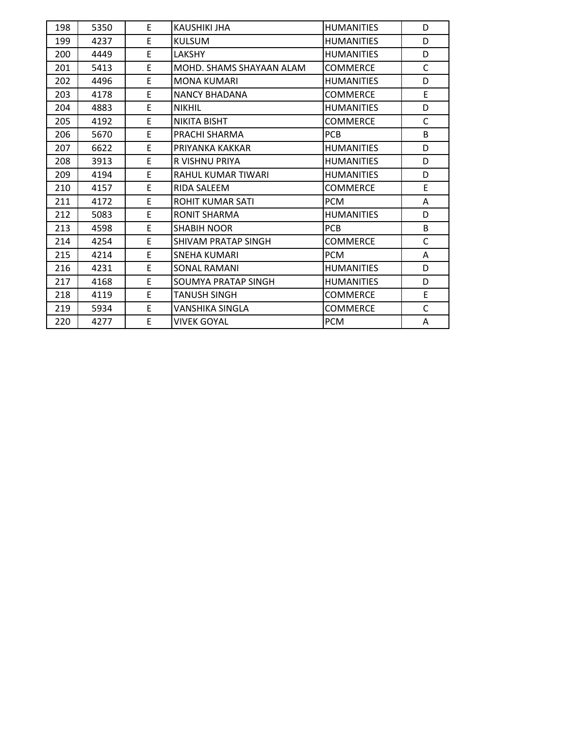| | | | | | |
|---|---|---|---|---|---|
| 198 | 5350 | E | KAUSHIKI JHA | HUMANITIES | D |
| 199 | 4237 | E | KULSUM | HUMANITIES | D |
| 200 | 4449 | E | LAKSHY | HUMANITIES | D |
| 201 | 5413 | E | MOHD. SHAMS SHAYAAN ALAM | COMMERCE | C |
| 202 | 4496 | E | MONA KUMARI | HUMANITIES | D |
| 203 | 4178 | E | NANCY BHADANA | COMMERCE | E |
| 204 | 4883 | E | NIKHIL | HUMANITIES | D |
| 205 | 4192 | E | NIKITA BISHT | COMMERCE | C |
| 206 | 5670 | E | PRACHI SHARMA | PCB | B |
| 207 | 6622 | E | PRIYANKA KAKKAR | HUMANITIES | D |
| 208 | 3913 | E | R VISHNU PRIYA | HUMANITIES | D |
| 209 | 4194 | E | RAHUL KUMAR TIWARI | HUMANITIES | D |
| 210 | 4157 | E | RIDA SALEEM | COMMERCE | E |
| 211 | 4172 | E | ROHIT KUMAR SATI | PCM | A |
| 212 | 5083 | E | RONIT SHARMA | HUMANITIES | D |
| 213 | 4598 | E | SHABIH NOOR | PCB | B |
| 214 | 4254 | E | SHIVAM PRATAP SINGH | COMMERCE | C |
| 215 | 4214 | E | SNEHA KUMARI | PCM | A |
| 216 | 4231 | E | SONAL RAMANI | HUMANITIES | D |
| 217 | 4168 | E | SOUMYA PRATAP SINGH | HUMANITIES | D |
| 218 | 4119 | E | TANUSH SINGH | COMMERCE | E |
| 219 | 5934 | E | VANSHIKA SINGLA | COMMERCE | C |
| 220 | 4277 | E | VIVEK GOYAL | PCM | A |